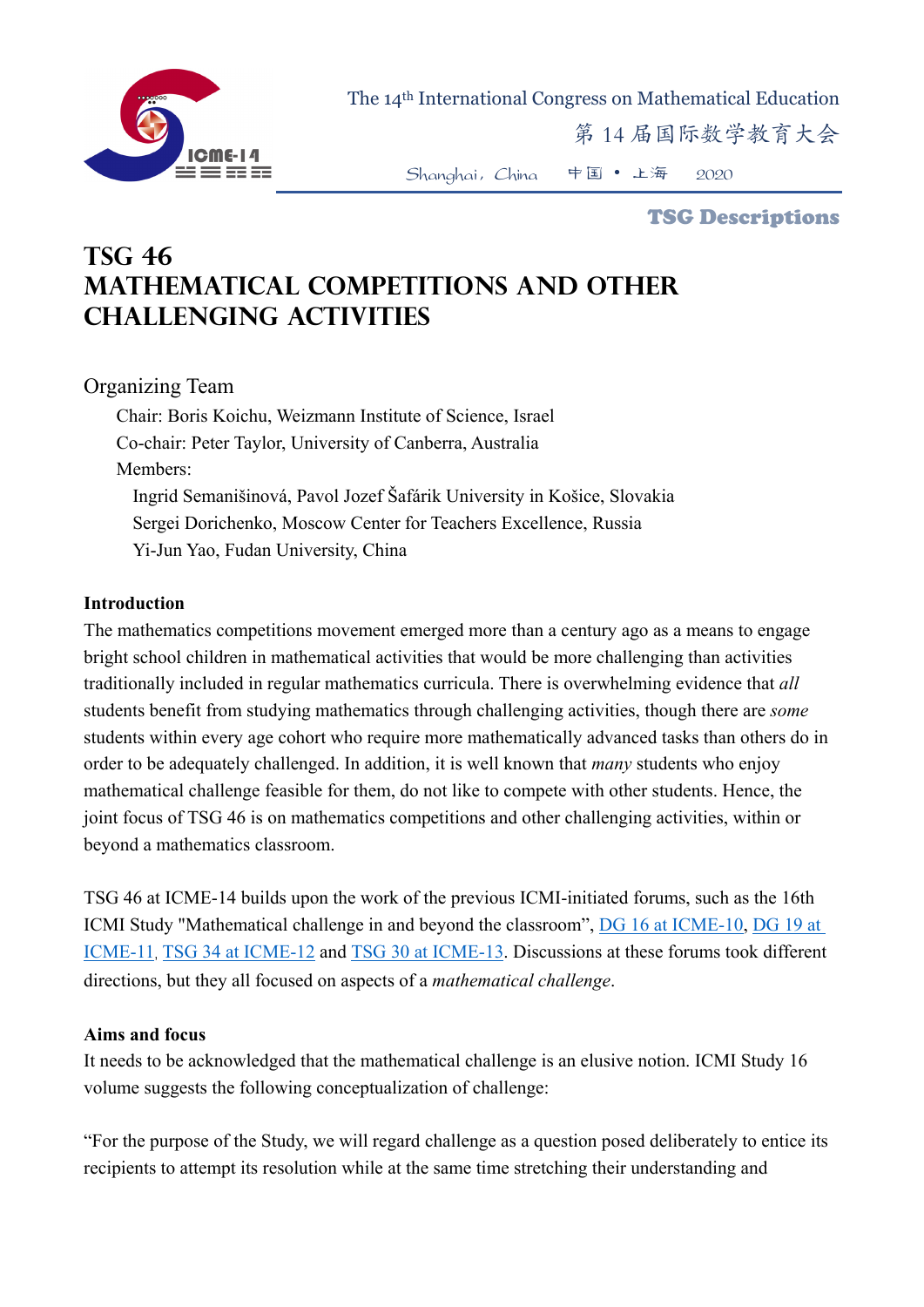The 14th International Congress on Mathematical Education

第 14 届国际数学教育大会

Shanghai, China 中国 • 上海 2020

**TSG Descriptions**

# TSG 46
# MATHEMATICAL COMPETITIONS AND OTHER CHALLENGING ACTIVITIES

## Organizing Team

Chair: Boris Koichu, Weizmann Institute of Science, Israel
Co-chair: Peter Taylor, University of Canberra, Australia
Members:
Ingrid Semanišinová, Pavol Jozef Šafárik University in Košice, Slovakia
Sergei Dorichenko, Moscow Center for Teachers Excellence, Russia
Yi-Jun Yao, Fudan University, China

### Introduction

The mathematics competitions movement emerged more than a century ago as a means to engage bright school children in mathematical activities that would be more challenging than activities traditionally included in regular mathematics curricula. There is overwhelming evidence that *all* students benefit from studying mathematics through challenging activities, though there are *some* students within every age cohort who require more mathematically advanced tasks than others do in order to be adequately challenged. In addition, it is well known that *many* students who enjoy mathematical challenge feasible for them, do not like to compete with other students. Hence, the joint focus of TSG 46 is on mathematics competitions and other challenging activities, within or beyond a mathematics classroom.

TSG 46 at ICME-14 builds upon the work of the previous ICMI-initiated forums, such as the 16th ICMI Study "Mathematical challenge in and beyond the classroom", DG 16 at ICME-10, DG 19 at ICME-11, TSG 34 at ICME-12 and TSG 30 at ICME-13. Discussions at these forums took different directions, but they all focused on aspects of a *mathematical challenge*.

### Aims and focus

It needs to be acknowledged that the mathematical challenge is an elusive notion. ICMI Study 16 volume suggests the following conceptualization of challenge:

"For the purpose of the Study, we will regard challenge as a question posed deliberately to entice its recipients to attempt its resolution while at the same time stretching their understanding and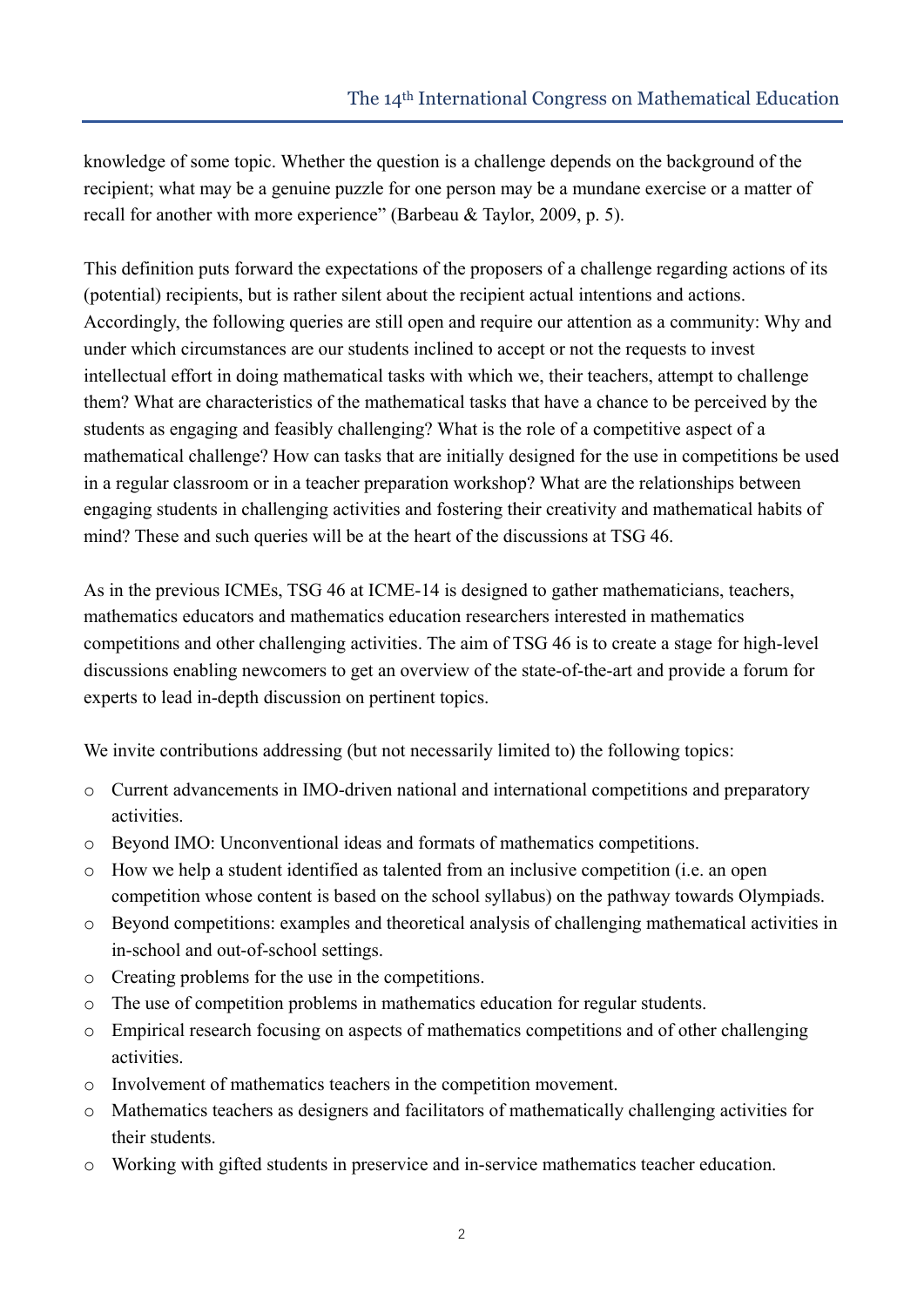knowledge of some topic. Whether the question is a challenge depends on the background of the recipient; what may be a genuine puzzle for one person may be a mundane exercise or a matter of recall for another with more experience" (Barbeau & Taylor, 2009, p. 5).

This definition puts forward the expectations of the proposers of a challenge regarding actions of its (potential) recipients, but is rather silent about the recipient actual intentions and actions. Accordingly, the following queries are still open and require our attention as a community: Why and under which circumstances are our students inclined to accept or not the requests to invest intellectual effort in doing mathematical tasks with which we, their teachers, attempt to challenge them? What are characteristics of the mathematical tasks that have a chance to be perceived by the students as engaging and feasibly challenging? What is the role of a competitive aspect of a mathematical challenge? How can tasks that are initially designed for the use in competitions be used in a regular classroom or in a teacher preparation workshop? What are the relationships between engaging students in challenging activities and fostering their creativity and mathematical habits of mind? These and such queries will be at the heart of the discussions at TSG 46.

As in the previous ICMEs, TSG 46 at ICME-14 is designed to gather mathematicians, teachers, mathematics educators and mathematics education researchers interested in mathematics competitions and other challenging activities. The aim of TSG 46 is to create a stage for high-level discussions enabling newcomers to get an overview of the state-of-the-art and provide a forum for experts to lead in-depth discussion on pertinent topics.

We invite contributions addressing (but not necessarily limited to) the following topics:

- Current advancements in IMO-driven national and international competitions and preparatory activities.
- Beyond IMO: Unconventional ideas and formats of mathematics competitions.
- How we help a student identified as talented from an inclusive competition (i.e. an open competition whose content is based on the school syllabus) on the pathway towards Olympiads.
- Beyond competitions: examples and theoretical analysis of challenging mathematical activities in in-school and out-of-school settings.
- Creating problems for the use in the competitions.
- The use of competition problems in mathematics education for regular students.
- Empirical research focusing on aspects of mathematics competitions and of other challenging activities.
- Involvement of mathematics teachers in the competition movement.
- Mathematics teachers as designers and facilitators of mathematically challenging activities for their students.
- Working with gifted students in preservice and in-service mathematics teacher education.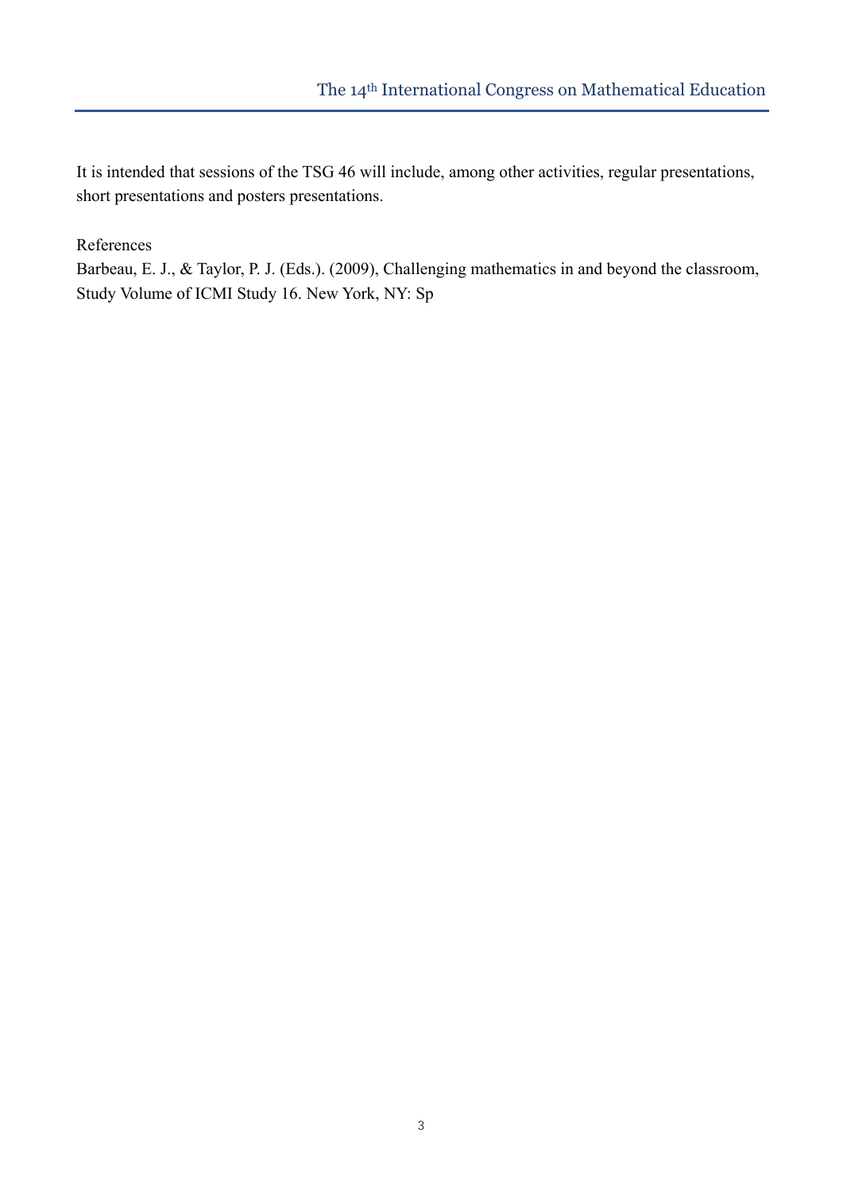It is intended that sessions of the TSG 46 will include, among other activities, regular presentations, short presentations and posters presentations.

References

Barbeau, E. J., & Taylor, P. J. (Eds.). (2009), Challenging mathematics in and beyond the classroom, Study Volume of ICMI Study 16. New York, NY: Sp